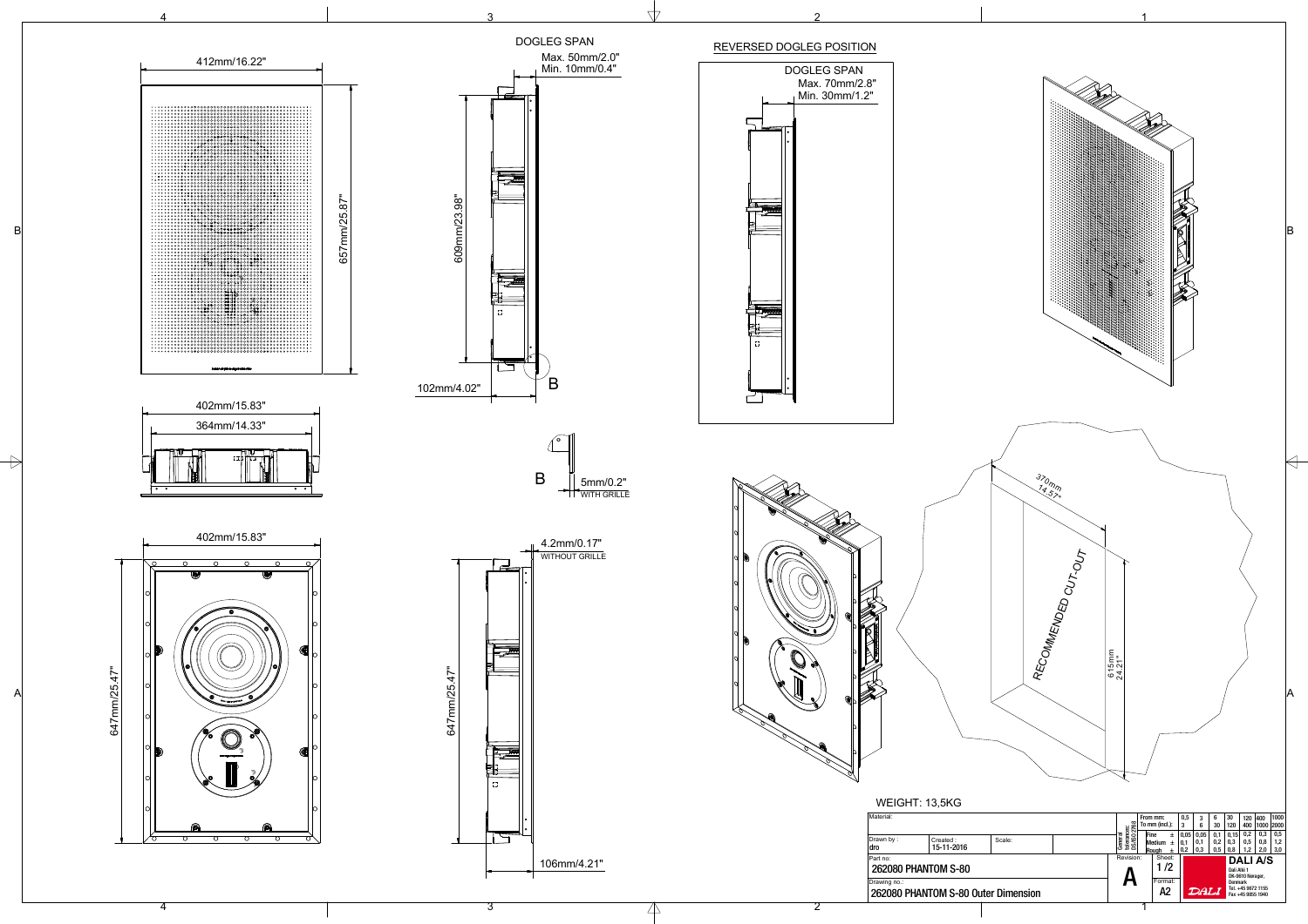412mm/16.22"

657mm/25.87"

DOGLEG SPAN
Max. 50mm/2.0"
Min. 10mm/0.4"

609mm/23.98"

102mm/4.02"

B

REVERSED DOGLEG POSITION

DOGLEG SPAN
Max. 70mm/2.8"
Min. 30mm/1.2"

402mm/15.83"

364mm/14.33"

B

5mm/0.2"
WITH GRILLE

402mm/15.83"

647mm/25.47"

4.2mm/0.17"
WITHOUT GRILLE

647mm/25.47"

106mm/4.21"

370mm
14.57"

RECOMMENDED CUT-OUT

615mm
24.21"

WEIGHT: 13,5KG

| Material: | | | | General tolerances DS/ISO 2768 | From mm: To mm (incl.): | 0,5 3 | 3 6 | 6 30 | 30 120 | 120 400 | 400 1000 | 1000 2000 |
|---|---|---|---|---|---|---|---|---|---|---|---|---|
| Drawn by: dro | Created: 15-11-2016 | Scale: | | | Fine ± | 0,05 | 0,05 | 0,1 | 0,15 | 0,2 | 0,3 | 0,5 |
| | | | | | Medium ± | 0,1 | 0,1 | 0,2 | 0,3 | 0,5 | 0,8 | 1,2 |
| | | | | | Rough ± | 0,2 | 0,3 | 0,5 | 0,8 | 1,2 | 2,0 | 3,0 |

| Part no: | Revision: | Sheet: | |
|---|---|---|---|
| 262080 PHANTOM S-80 | A | 1 /2 | DALI A/S Dali Allé 1 DK-9610 Nørager, Denmark Tel. +45 9672 1155 Fax +45 9865 1940 |
| Drawing no.: 262080 PHANTOM S-80 Outer Dimension | | Format: A2 | |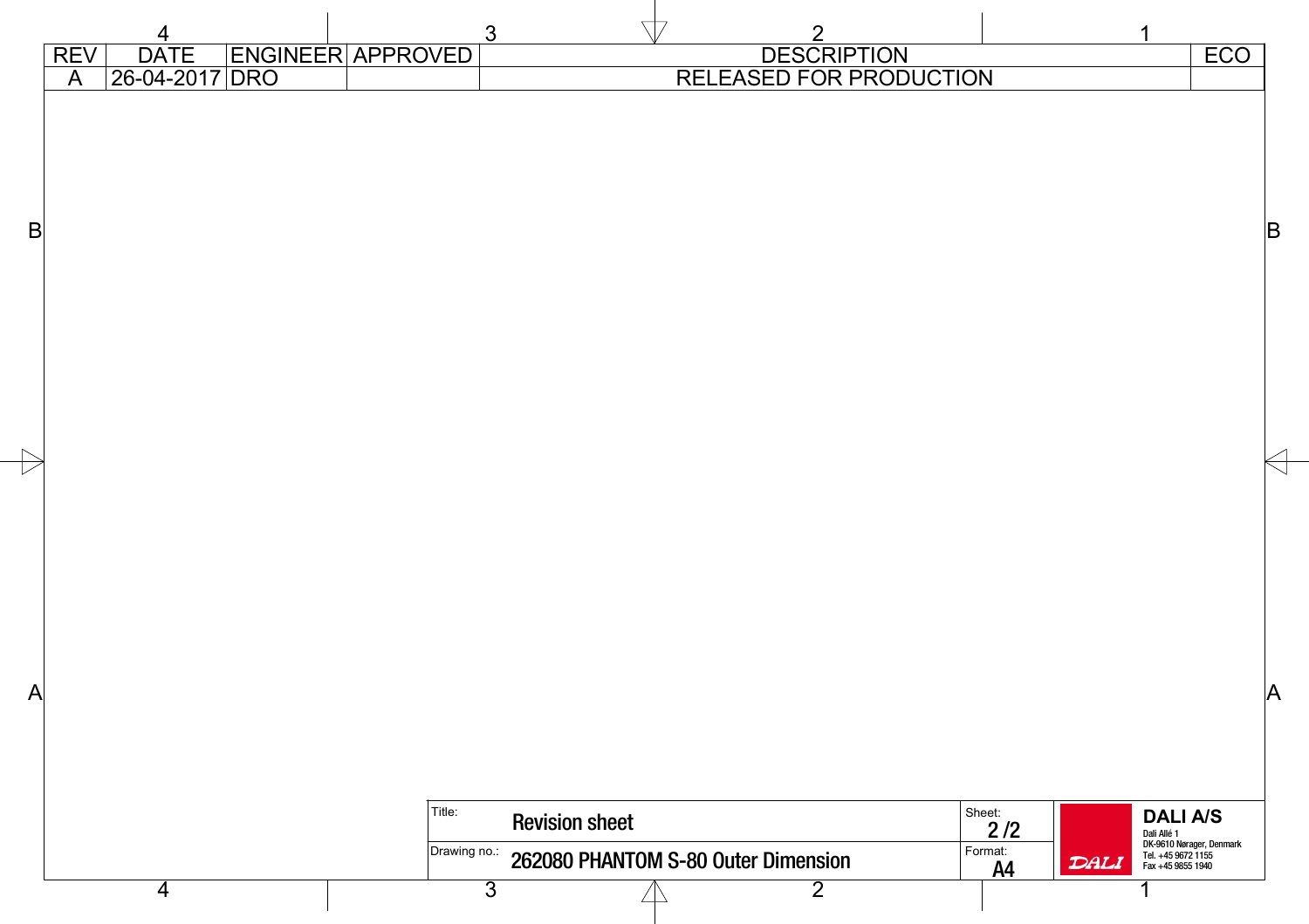| REV | DATE | ENGINEER | APPROVED | DESCRIPTION | ECO |
|---|---|---|---|---|---|
| A | 26-04-2017 | DRO | | RELEASED FOR PRODUCTION | |

| | | | |
|---|---|---|---|
| Title: Revision sheet | Sheet: 2 /2 | | **DALI A/S** Dali Allé 1 DK-9610 Nørager, Denmark Tel. +45 9672 1155 Fax +45 9855 1940 |
| Drawing no.: 262080 PHANTOM S-80 Outer Dimension | Format: A4 | DALI | |